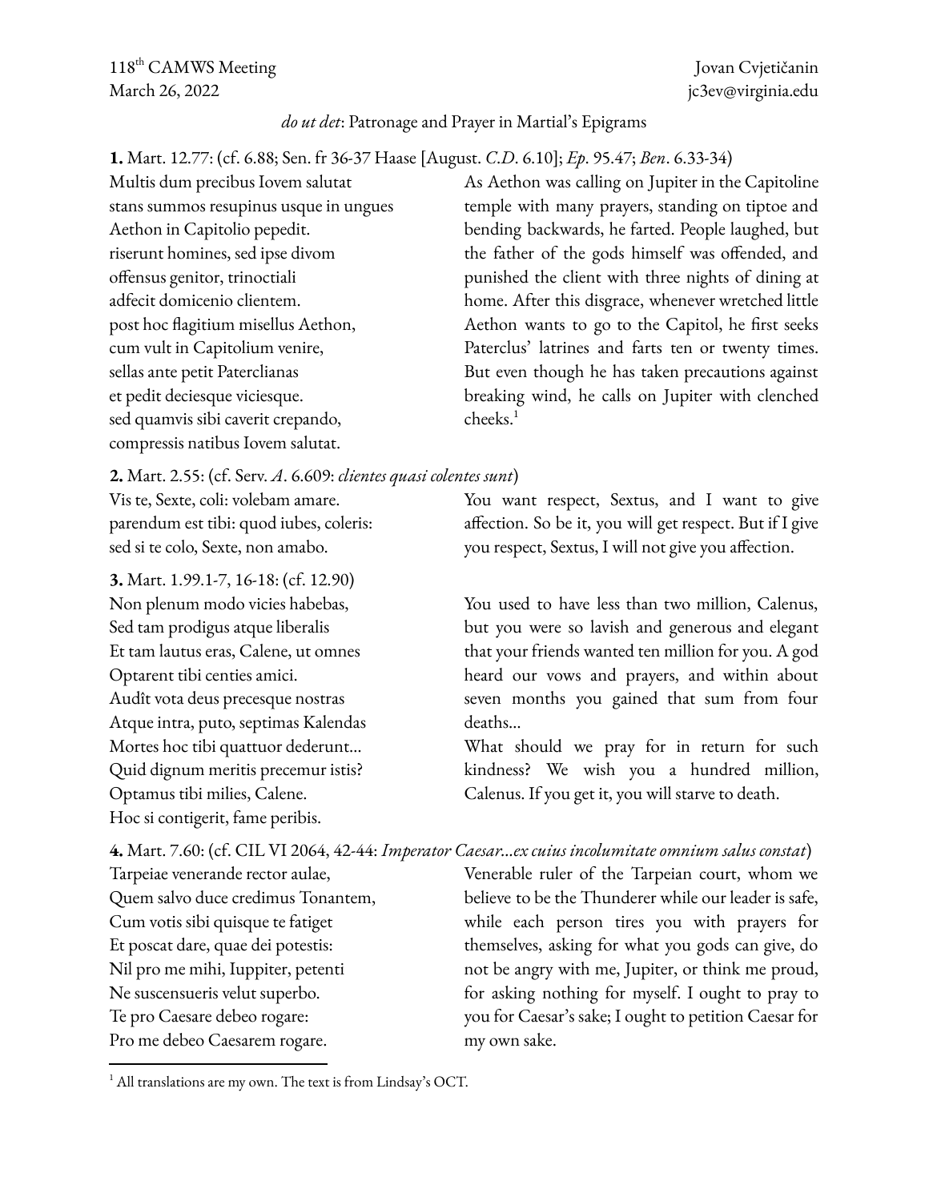118th CAMWS Meeting
March 26, 2022

Jovan Cvjetičanin
jc3ev@virginia.edu

*do ut det*: Patronage and Prayer in Martial's Epigrams

**1.** Mart. 12.77: (cf. 6.88; Sen. fr 36-37 Haase [August. *C.D.* 6.10]; *Ep.* 95.47; *Ben.* 6.33-34)

Multis dum precibus Iovem salutat
stans summos resupinus usque in ungues
Aethon in Capitolio pepedit.
riserunt homines, sed ipse divom
offensus genitor, trinoctiali
adfecit domicenio clientem.
post hoc flagitium misellus Aethon,
cum vult in Capitolium venire,
sellas ante petit Paterclianas
et pedit deciesque viciesque.
sed quamvis sibi caverit crepando,
compressis natibus Iovem salutat.

As Aethon was calling on Jupiter in the Capitoline temple with many prayers, standing on tiptoe and bending backwards, he farted. People laughed, but the father of the gods himself was offended, and punished the client with three nights of dining at home. After this disgrace, whenever wretched little Aethon wants to go to the Capitol, he first seeks Paterclus' latrines and farts ten or twenty times. But even though he has taken precautions against breaking wind, he calls on Jupiter with clenched cheeks.[1]

**2.** Mart. 2.55: (cf. Serv. *A.* 6.609: *clientes quasi colentes sunt*)

Vis te, Sexte, coli: volebam amare.
parendum est tibi: quod iubes, coleris:
sed si te colo, Sexte, non amabo.

You want respect, Sextus, and I want to give affection. So be it, you will get respect. But if I give you respect, Sextus, I will not give you affection.

**3.** Mart. 1.99.1-7, 16-18: (cf. 12.90)

Non plenum modo vicies habebas,
Sed tam prodigus atque liberalis
Et tam lautus eras, Calene, ut omnes
Optarent tibi centies amici.
Audît vota deus precesque nostras
Atque intra, puto, septimas Kalendas
Mortes hoc tibi quattuor dederunt...
Quid dignum meritis precemur istis?
Optamus tibi milies, Calene.
Hoc si contigerit, fame peribis.

You used to have less than two million, Calenus, but you were so lavish and generous and elegant that your friends wanted ten million for you. A god heard our vows and prayers, and within about seven months you gained that sum from four deaths...
What should we pray for in return for such kindness? We wish you a hundred million, Calenus. If you get it, you will starve to death.

**4.** Mart. 7.60: (cf. CIL VI 2064, 42-44: *Imperator Caesar...ex cuius incolumitate omnium salus constat*)

Tarpeiae venerande rector aulae,
Quem salvo duce credimus Tonantem,
Cum votis sibi quisque te fatiget
Et poscat dare, quae dei potestis:
Nil pro me mihi, Iuppiter, petenti
Ne suscensueris velut superbo.
Te pro Caesare debeo rogare:
Pro me debeo Caesarem rogare.

Venerable ruler of the Tarpeian court, whom we believe to be the Thunderer while our leader is safe, while each person tires you with prayers for themselves, asking for what you gods can give, do not be angry with me, Jupiter, or think me proud, for asking nothing for myself. I ought to pray to you for Caesar's sake; I ought to petition Caesar for my own sake.

---

[1] All translations are my own. The text is from Lindsay's OCT.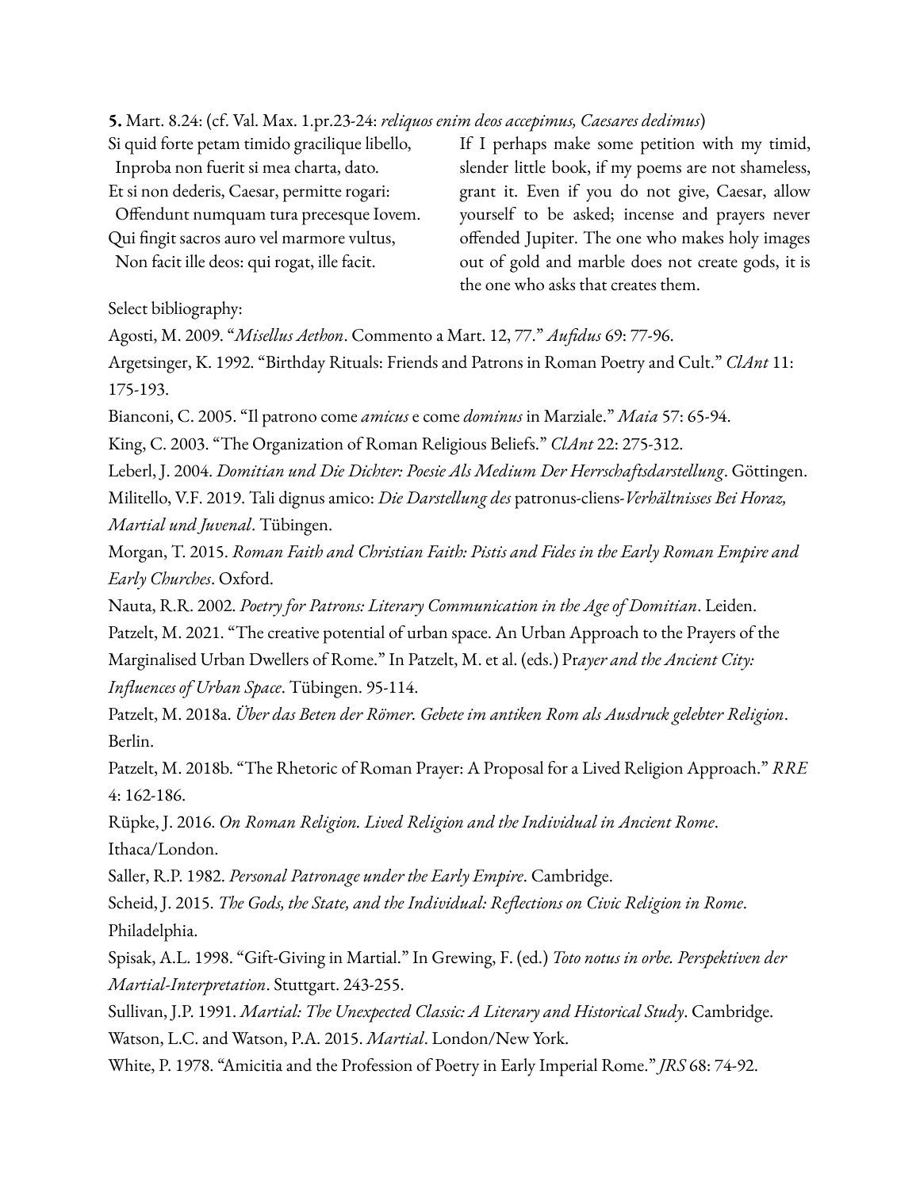**5.** Mart. 8.24: (cf. Val. Max. 1.pr.23-24: *reliquos enim deos accepimus, Caesares dedimus*)

| | |
|---|---|
| Si quid forte petam timido gracilique libello, Inproba non fuerit si mea charta, dato. Et si non dederis, Caesar, permitte rogari: Offendunt numquam tura precesque Iovem. Qui fingit sacros auro vel marmore vultus, Non facit ille deos: qui rogat, ille facit. | If I perhaps make some petition with my timid, slender little book, if my poems are not shameless, grant it. Even if you do not give, Caesar, allow yourself to be asked; incense and prayers never offended Jupiter. The one who makes holy images out of gold and marble does not create gods, it is the one who asks that creates them. |

Select bibliography:

Agosti, M. 2009. "*Misellus Aethon*. Commento a Mart. 12, 77." *Aufidus* 69: 77-96.

Argetsinger, K. 1992. "Birthday Rituals: Friends and Patrons in Roman Poetry and Cult." *ClAnt* 11: 175-193.

Bianconi, C. 2005. "Il patrono come *amicus* e come *dominus* in Marziale." *Maia* 57: 65-94.

King, C. 2003. "The Organization of Roman Religious Beliefs." *ClAnt* 22: 275-312.

Leberl, J. 2004. *Domitian und Die Dichter: Poesie Als Medium Der Herrschaftsdarstellung*. Göttingen.

Militello, V.F. 2019. Tali dignus amico: *Die Darstellung des* patronus-cliens-*Verhältnisses Bei Horaz, Martial und Juvenal*. Tübingen.

Morgan, T. 2015. *Roman Faith and Christian Faith: Pistis and Fides in the Early Roman Empire and Early Churches*. Oxford.

Nauta, R.R. 2002. *Poetry for Patrons: Literary Communication in the Age of Domitian*. Leiden.

Patzelt, M. 2021. "The creative potential of urban space. An Urban Approach to the Prayers of the Marginalised Urban Dwellers of Rome." In Patzelt, M. et al. (eds.) Pr*ayer and the Ancient City: Influences of Urban Space*. Tübingen. 95-114.

Patzelt, M. 2018a. *Über das Beten der Römer. Gebete im antiken Rom als Ausdruck gelebter Religion*. Berlin.

Patzelt, M. 2018b. "The Rhetoric of Roman Prayer: A Proposal for a Lived Religion Approach." *RRE* 4: 162-186.

Rüpke, J. 2016. *On Roman Religion. Lived Religion and the Individual in Ancient Rome*. Ithaca/London.

Saller, R.P. 1982. *Personal Patronage under the Early Empire*. Cambridge.

Scheid, J. 2015. *The Gods, the State, and the Individual: Reflections on Civic Religion in Rome*. Philadelphia.

Spisak, A.L. 1998. "Gift-Giving in Martial." In Grewing, F. (ed.) *Toto notus in orbe. Perspektiven der Martial-Interpretation*. Stuttgart. 243-255.

Sullivan, J.P. 1991. *Martial: The Unexpected Classic: A Literary and Historical Study*. Cambridge.

Watson, L.C. and Watson, P.A. 2015. *Martial*. London/New York.

White, P. 1978. "Amicitia and the Profession of Poetry in Early Imperial Rome." *JRS* 68: 74-92.